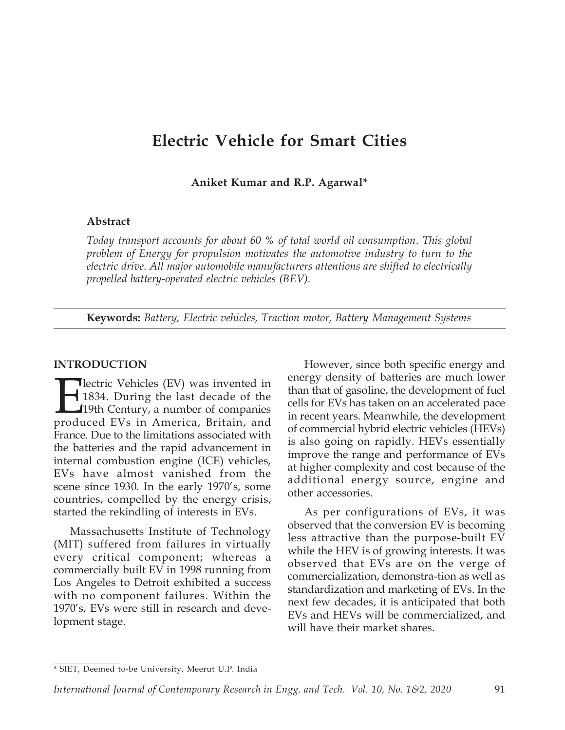# Electric Vehicle for Smart Cities

**Aniket Kumar and R.P. Agarwal***

### Abstract

*Today transport accounts for about 60 % of total world oil consumption. This global problem of Energy for propulsion motivates the automotive industry to turn to the electric drive. All major automobile manufacturers attentions are shifted to electrically propelled battery-operated electric vehicles (BEV).*

**Keywords:** *Battery, Electric vehicles, Traction motor, Battery Management Systems*

## INTRODUCTION

Electric Vehicles (EV) was invented in 1834. During the last decade of the 19th Century, a number of companies produced EVs in America, Britain, and France. Due to the limitations associated with the batteries and the rapid advancement in internal combustion engine (ICE) vehicles, EVs have almost vanished from the scene since 1930. In the early 1970's, some countries, compelled by the energy crisis, started the rekindling of interests in EVs.

Massachusetts Institute of Technology (MIT) suffered from failures in virtually every critical component; whereas a commercially built EV in 1998 running from Los Angeles to Detroit exhibited a success with no component failures. Within the 1970's, EVs were still in research and development stage.

However, since both specific energy and energy density of batteries are much lower than that of gasoline, the development of fuel cells for EVs has taken on an accelerated pace in recent years. Meanwhile, the development of commercial hybrid electric vehicles (HEVs) is also going on rapidly. HEVs essentially improve the range and performance of EVs at higher complexity and cost because of the additional energy source, engine and other accessories.

As per configurations of EVs, it was observed that the conversion EV is becoming less attractive than the purpose-built EV while the HEV is of growing interests. It was observed that EVs are on the verge of commercialization, demonstra-tion as well as standardization and marketing of EVs. In the next few decades, it is anticipated that both EVs and HEVs will be commercialized, and will have their market shares.

---

* SIET, Deemed to-be University, Meerut U.P. India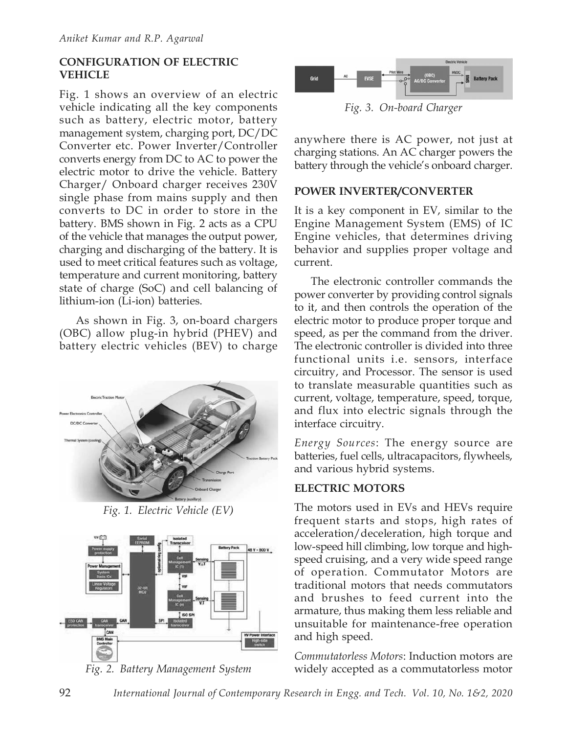## CONFIGURATION OF ELECTRIC VEHICLE

Fig. 1 shows an overview of an electric vehicle indicating all the key components such as battery, electric motor, battery management system, charging port, DC/DC Converter etc. Power Inverter/Controller converts energy from DC to AC to power the electric motor to drive the vehicle. Battery Charger/ Onboard charger receives 230V single phase from mains supply and then converts to DC in order to store in the battery. BMS shown in Fig. 2 acts as a CPU of the vehicle that manages the output power, charging and discharging of the battery. It is used to meet critical features such as voltage, temperature and current monitoring, battery state of charge (SoC) and cell balancing of lithium-ion (Li-ion) batteries.

As shown in Fig. 3, on-board chargers (OBC) allow plug-in hybrid (PHEV) and battery electric vehicles (BEV) to charge anywhere there is AC power, not just at charging stations. An AC charger powers the battery through the vehicle's onboard charger.

*Fig. 1. Electric Vehicle (EV)*

*Fig. 2. Battery Management System*

*Fig. 3. On-board Charger*

## POWER INVERTER/CONVERTER

It is a key component in EV, similar to the Engine Management System (EMS) of IC Engine vehicles, that determines driving behavior and supplies proper voltage and current.

The electronic controller commands the power converter by providing control signals to it, and then controls the operation of the electric motor to produce proper torque and speed, as per the command from the driver. The electronic controller is divided into three functional units i.e. sensors, interface circuitry, and Processor. The sensor is used to translate measurable quantities such as current, voltage, temperature, speed, torque, and flux into electric signals through the interface circuitry.

*Energy Sources*: The energy source are batteries, fuel cells, ultracapacitors, flywheels, and various hybrid systems.

## ELECTRIC MOTORS

The motors used in EVs and HEVs require frequent starts and stops, high rates of acceleration/deceleration, high torque and low-speed hill climbing, low torque and high-speed cruising, and a very wide speed range of operation. Commutator Motors are traditional motors that needs commutators and brushes to feed current into the armature, thus making them less reliable and unsuitable for maintenance-free operation and high speed.

*Commutatorless Motors*: Induction motors are widely accepted as a commutatorless motor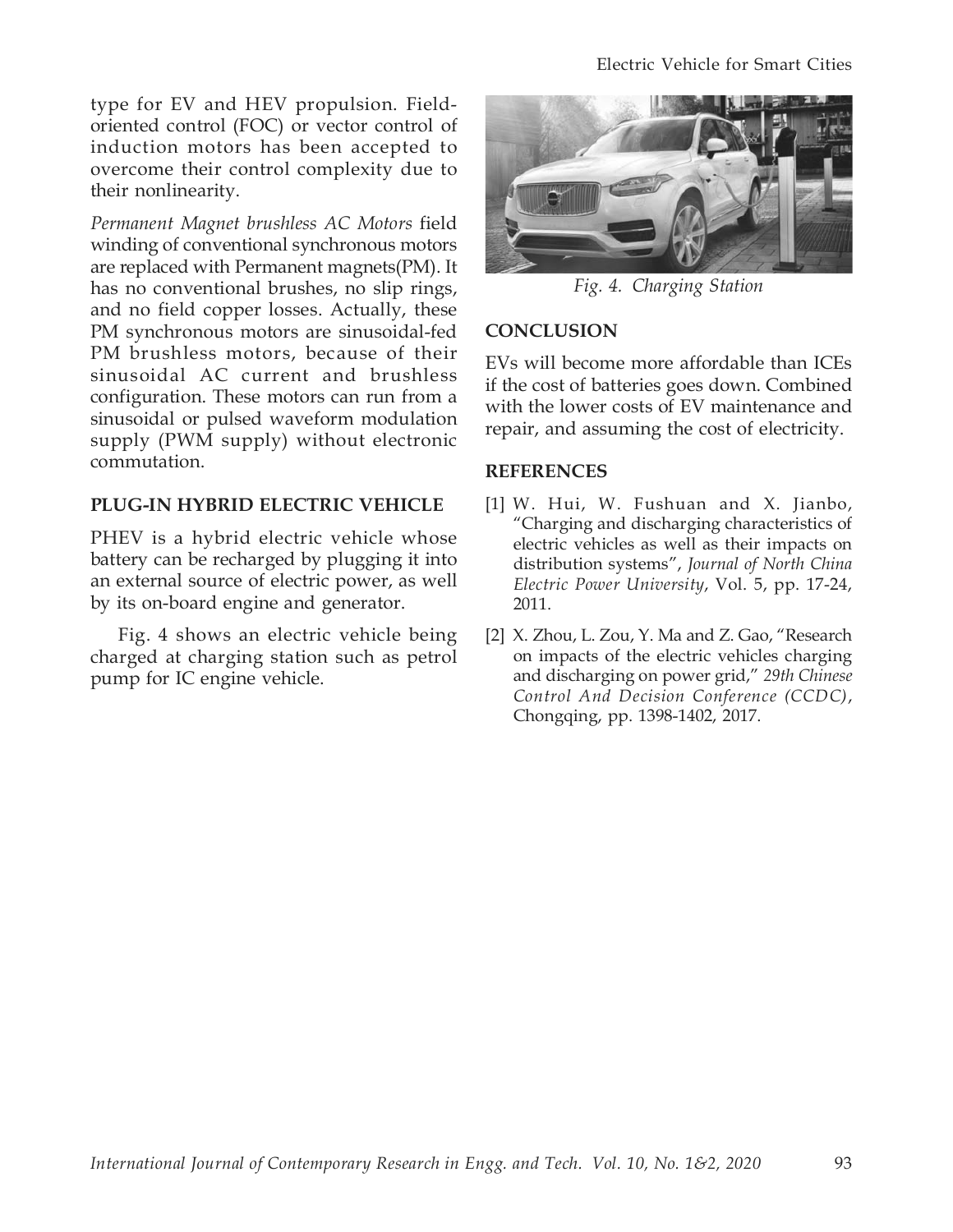type for EV and HEV propulsion. Field-oriented control (FOC) or vector control of induction motors has been accepted to overcome their control complexity due to their nonlinearity.

*Permanent Magnet brushless AC Motors* field winding of conventional synchronous motors are replaced with Permanent magnets(PM). It has no conventional brushes, no slip rings, and no field copper losses. Actually, these PM synchronous motors are sinusoidal-fed PM brushless motors, because of their sinusoidal AC current and brushless configuration. These motors can run from a sinusoidal or pulsed waveform modulation supply (PWM supply) without electronic commutation.

## PLUG-IN HYBRID ELECTRIC VEHICLE

PHEV is a hybrid electric vehicle whose battery can be recharged by plugging it into an external source of electric power, as well by its on-board engine and generator.

Fig. 4 shows an electric vehicle being charged at charging station such as petrol pump for IC engine vehicle.

*Fig. 4. Charging Station*

## CONCLUSION

EVs will become more affordable than ICEs if the cost of batteries goes down. Combined with the lower costs of EV maintenance and repair, and assuming the cost of electricity.

## REFERENCES

[1] W. Hui, W. Fushuan and X. Jianbo, "Charging and discharging characteristics of electric vehicles as well as their impacts on distribution systems", *Journal of North China Electric Power University*, Vol. 5, pp. 17-24, 2011.

[2] X. Zhou, L. Zou, Y. Ma and Z. Gao, "Research on impacts of the electric vehicles charging and discharging on power grid," *29th Chinese Control And Decision Conference (CCDC)*, Chongqing, pp. 1398-1402, 2017.